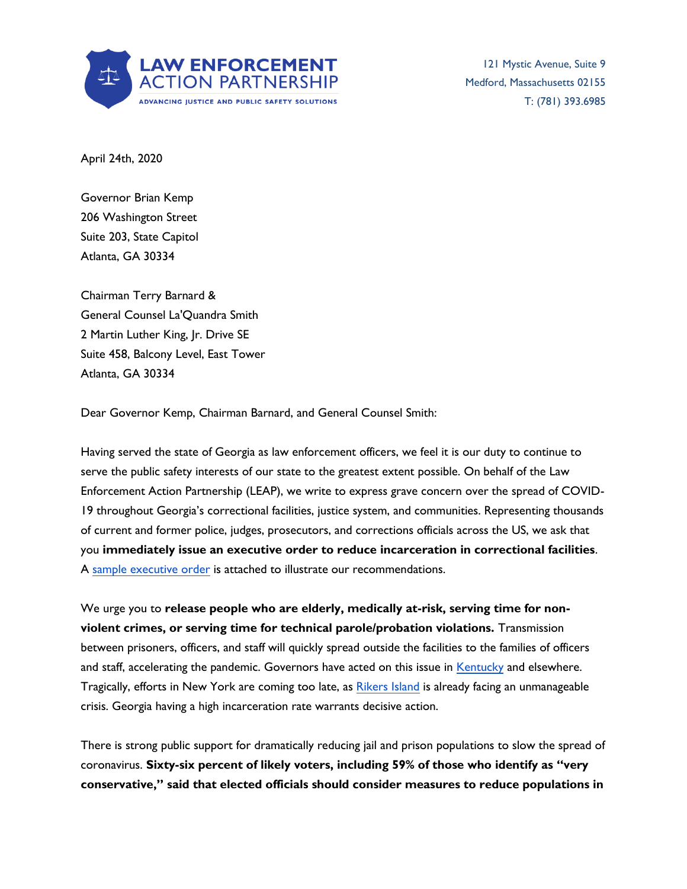**LAW ENFORCEMENT ACTION PARTNERSHIP**
ADVANCING JUSTICE AND PUBLIC SAFETY SOLUTIONS

121 Mystic Avenue, Suite 9
Medford, Massachusetts 02155
T: (781) 393.6985

April 24th, 2020

Governor Brian Kemp
206 Washington Street
Suite 203, State Capitol
Atlanta, GA 30334

Chairman Terry Barnard &
General Counsel La'Quandra Smith
2 Martin Luther King, Jr. Drive SE
Suite 458, Balcony Level, East Tower
Atlanta, GA 30334

Dear Governor Kemp, Chairman Barnard, and General Counsel Smith:

Having served the state of Georgia as law enforcement officers, we feel it is our duty to continue to serve the public safety interests of our state to the greatest extent possible. On behalf of the Law Enforcement Action Partnership (LEAP), we write to express grave concern over the spread of COVID-19 throughout Georgia's correctional facilities, justice system, and communities. Representing thousands of current and former police, judges, prosecutors, and corrections officials across the US, we ask that you **immediately issue an executive order to reduce incarceration in correctional facilities**. A sample executive order is attached to illustrate our recommendations.

We urge you to **release people who are elderly, medically at-risk, serving time for non-violent crimes, or serving time for technical parole/probation violations.** Transmission between prisoners, officers, and staff will quickly spread outside the facilities to the families of officers and staff, accelerating the pandemic. Governors have acted on this issue in Kentucky and elsewhere. Tragically, efforts in New York are coming too late, as Rikers Island is already facing an unmanageable crisis. Georgia having a high incarceration rate warrants decisive action.

There is strong public support for dramatically reducing jail and prison populations to slow the spread of coronavirus. **Sixty-six percent of likely voters, including 59% of those who identify as "very conservative," said that elected officials should consider measures to reduce populations in**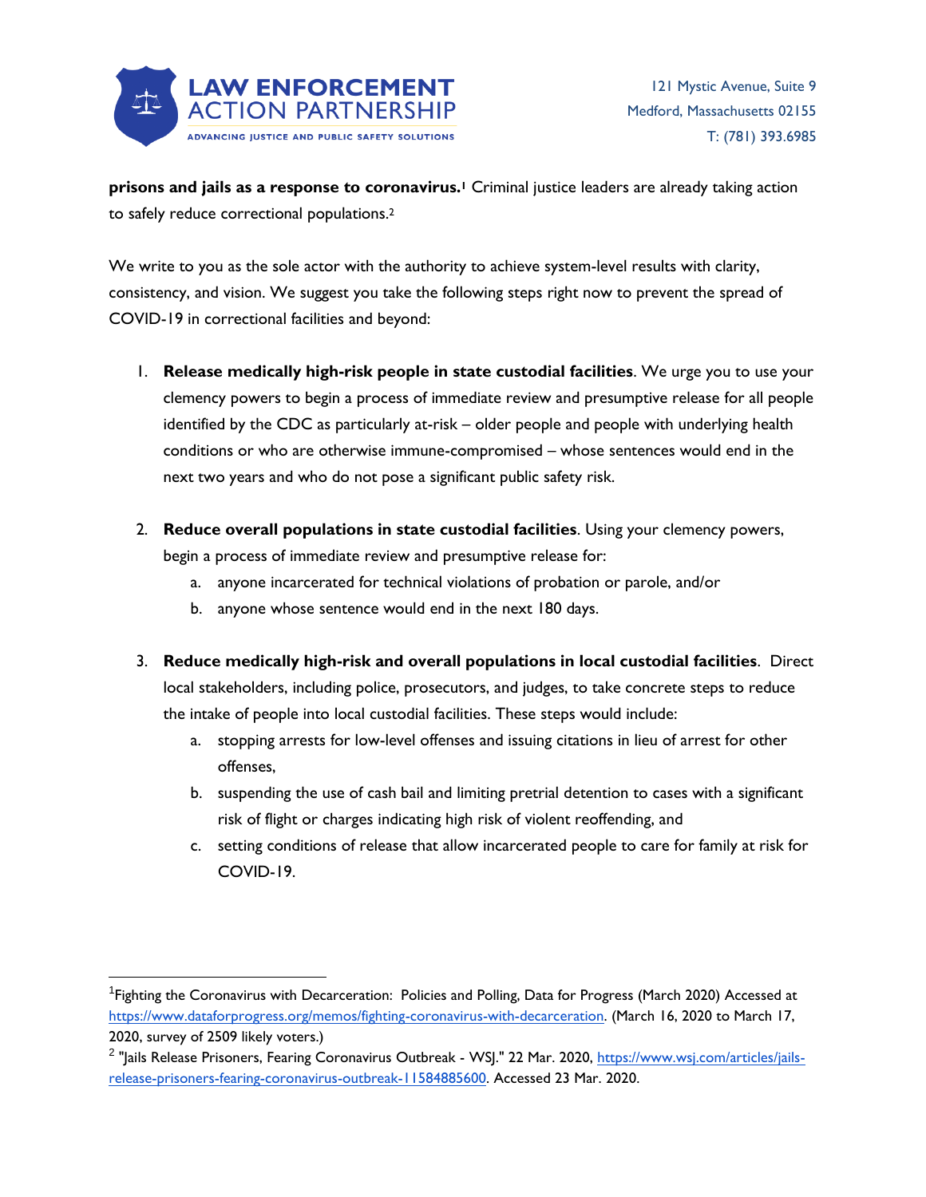**prisons and jails as a response to coronavirus.**[1] Criminal justice leaders are already taking action to safely reduce correctional populations.[2]

We write to you as the sole actor with the authority to achieve system-level results with clarity, consistency, and vision. We suggest you take the following steps right now to prevent the spread of COVID-19 in correctional facilities and beyond:

1. **Release medically high-risk people in state custodial facilities**. We urge you to use your clemency powers to begin a process of immediate review and presumptive release for all people identified by the CDC as particularly at-risk – older people and people with underlying health conditions or who are otherwise immune-compromised – whose sentences would end in the next two years and who do not pose a significant public safety risk.

2. **Reduce overall populations in state custodial facilities**. Using your clemency powers, begin a process of immediate review and presumptive release for:
   a. anyone incarcerated for technical violations of probation or parole, and/or
   b. anyone whose sentence would end in the next 180 days.

3. **Reduce medically high-risk and overall populations in local custodial facilities**. Direct local stakeholders, including police, prosecutors, and judges, to take concrete steps to reduce the intake of people into local custodial facilities. These steps would include:
   a. stopping arrests for low-level offenses and issuing citations in lieu of arrest for other offenses,
   b. suspending the use of cash bail and limiting pretrial detention to cases with a significant risk of flight or charges indicating high risk of violent reoffending, and
   c. setting conditions of release that allow incarcerated people to care for family at risk for COVID-19.

---

[1] Fighting the Coronavirus with Decarceration: Policies and Polling, Data for Progress (March 2020) Accessed at https://www.dataforprogress.org/memos/fighting-coronavirus-with-decarceration. (March 16, 2020 to March 17, 2020, survey of 2509 likely voters.)

[2] "Jails Release Prisoners, Fearing Coronavirus Outbreak - WSJ." 22 Mar. 2020, https://www.wsj.com/articles/jails-release-prisoners-fearing-coronavirus-outbreak-11584885600. Accessed 23 Mar. 2020.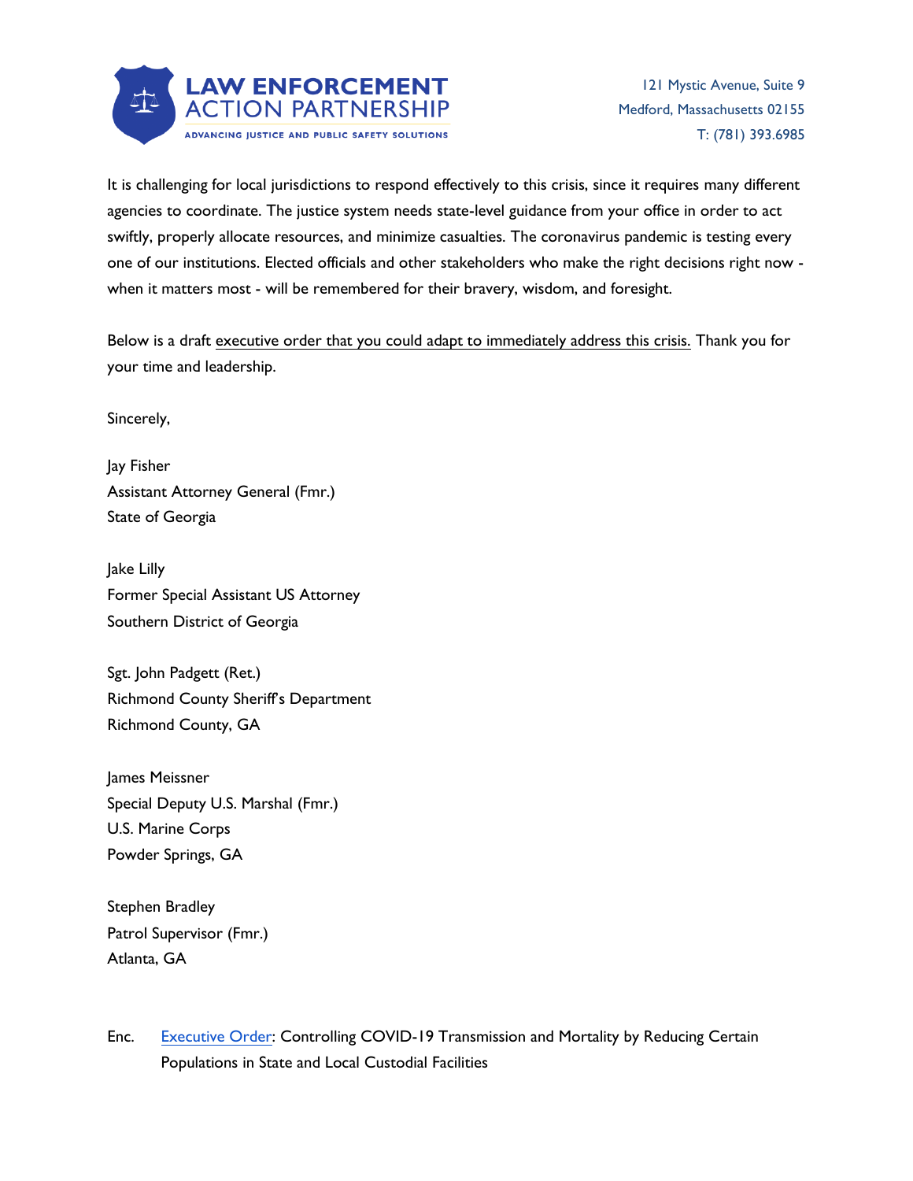It is challenging for local jurisdictions to respond effectively to this crisis, since it requires many different agencies to coordinate. The justice system needs state-level guidance from your office in order to act swiftly, properly allocate resources, and minimize casualties. The coronavirus pandemic is testing every one of our institutions. Elected officials and other stakeholders who make the right decisions right now - when it matters most - will be remembered for their bravery, wisdom, and foresight.

Below is a draft executive order that you could adapt to immediately address this crisis. Thank you for your time and leadership.

Sincerely,

Jay Fisher
Assistant Attorney General (Fmr.)
State of Georgia

Jake Lilly
Former Special Assistant US Attorney
Southern District of Georgia

Sgt. John Padgett (Ret.)
Richmond County Sheriff's Department
Richmond County, GA

James Meissner
Special Deputy U.S. Marshal (Fmr.)
U.S. Marine Corps
Powder Springs, GA

Stephen Bradley
Patrol Supervisor (Fmr.)
Atlanta, GA

Enc. Executive Order: Controlling COVID-19 Transmission and Mortality by Reducing Certain Populations in State and Local Custodial Facilities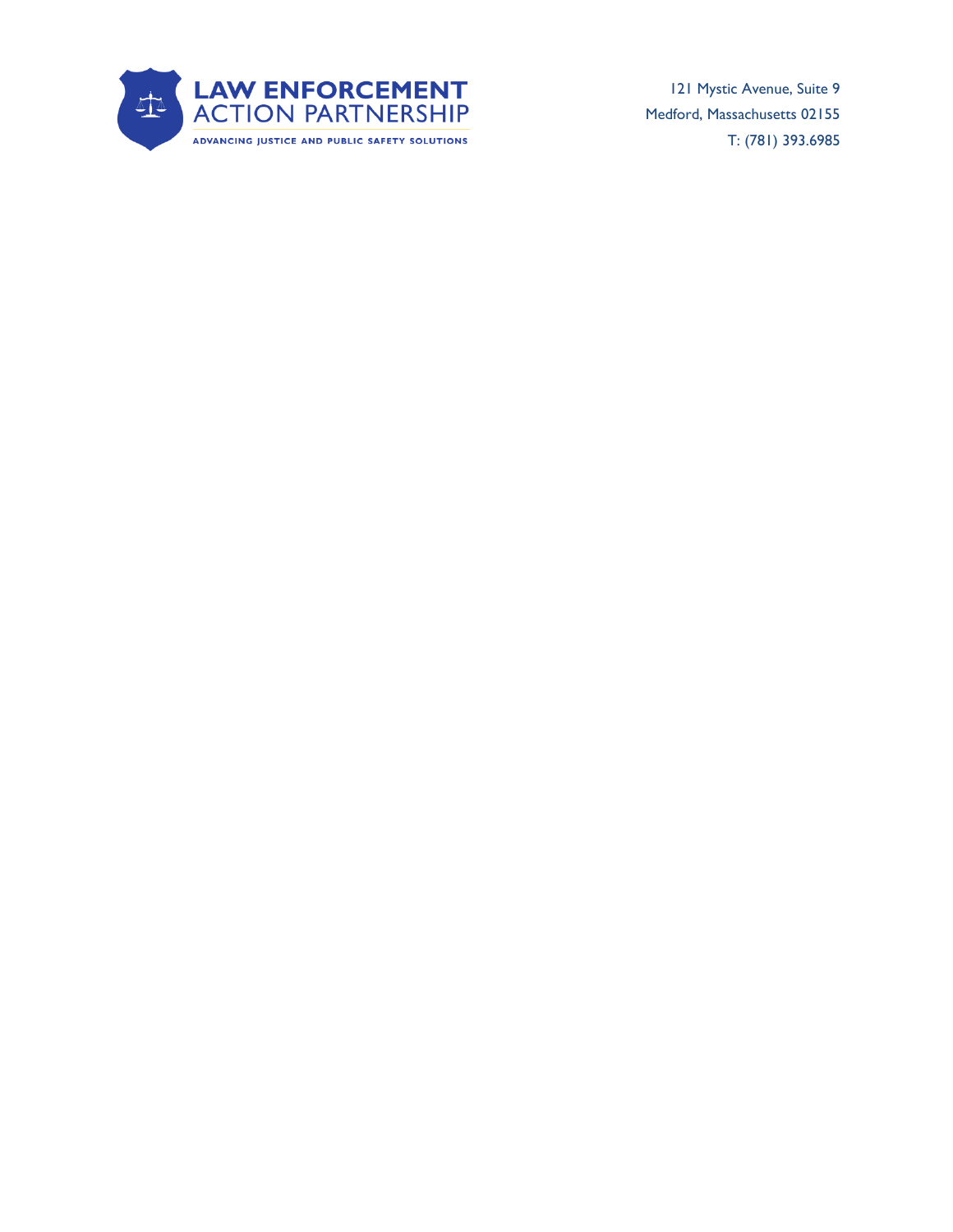**LAW ENFORCEMENT ACTION PARTNERSHIP**

ADVANCING JUSTICE AND PUBLIC SAFETY SOLUTIONS

121 Mystic Avenue, Suite 9
Medford, Massachusetts 02155
T: (781) 393.6985